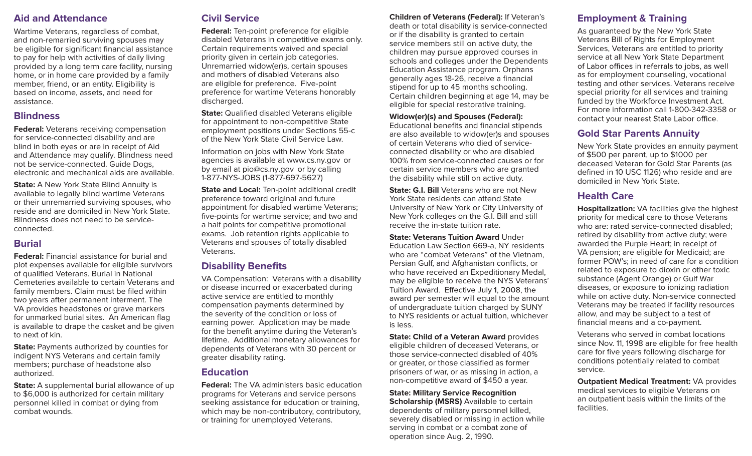## Aid and Attendance

Wartime Veterans, regardless of combat, and non-remarried surviving spouses may be eligible for significant financial assistance to pay for help with activities of daily living provided by a long term care facility, nursing home, or in home care provided by a family member, friend, or an entity. Eligibility is based on income, assets, and need for assistance.

## Blindness

**Federal:** Veterans receiving compensation for service-connected disability and are blind in both eyes or are in receipt of Aid and Attendance may qualify. Blindness need not be service-connected. Guide Dogs, electronic and mechanical aids are available.

**State:** A New York State Blind Annuity is available to legally blind wartime Veterans or their unremarried surviving spouses, who reside and are domiciled in New York State. Blindness does not need to be service-connected.

## Burial

**Federal:** Financial assistance for burial and plot expenses available for eligible survivors of qualified Veterans. Burial in National Cemeteries available to certain Veterans and family members. Claim must be filed within two years after permanent interment. The VA provides headstones or grave markers for unmarked burial sites. An American flag is available to drape the casket and be given to next of kin.

**State:** Payments authorized by counties for indigent NYS Veterans and certain family members; purchase of headstone also authorized.

**State:** A supplemental burial allowance of up to $6,000 is authorized for certain military personnel killed in combat or dying from combat wounds.

## Civil Service

**Federal:** Ten-point preference for eligible disabled Veterans in competitive exams only. Certain requirements waived and special priority given in certain job categories. Unremarried widow(er)s, certain spouses and mothers of disabled Veterans also are eligible for preference. Five-point preference for wartime Veterans honorably discharged.

**State:** Qualified disabled Veterans eligible for appointment to non-competitive State employment positions under Sections 55-c of the New York State Civil Service Law.

Information on jobs with New York State agencies is available at www.cs.ny.gov or by email at pio@cs.ny.gov or by calling 1-877-NYS-JOBS (1-877-697-5627)

**State and Local:** Ten-point additional credit preference toward original and future appointment for disabled wartime Veterans; five-points for wartime service; and two and a half points for competitive promotional exams. Job retention rights applicable to Veterans and spouses of totally disabled Veterans.

## Disability Benefits

VA Compensation: Veterans with a disability or disease incurred or exacerbated during active service are entitled to monthly compensation payments determined by the severity of the condition or loss of earning power. Application may be made for the benefit anytime during the Veteran's lifetime. Additional monetary allowances for dependents of Veterans with 30 percent or greater disability rating.

## Education

**Federal:** The VA administers basic education programs for Veterans and service persons seeking assistance for education or training, which may be non-contributory, contributory, or training for unemployed Veterans.

**Children of Veterans (Federal):** If Veteran's death or total disability is service-connected or if the disability is granted to certain service members still on active duty, the children may pursue approved courses in schools and colleges under the Dependents Education Assistance program. Orphans generally ages 18-26, receive a financial stipend for up to 45 months schooling. Certain children beginning at age 14, may be eligible for special restorative training.

**Widow(er)(s) and Spouses (Federal):** Educational benefits and financial stipends are also available to widow(er)s and spouses of certain Veterans who died of service-connected disability or who are disabled 100% from service-connected causes or for certain service members who are granted the disability while still on active duty.

**State: G.I. Bill** Veterans who are not New York State residents can attend State University of New York or City University of New York colleges on the G.I. Bill and still receive the in-state tuition rate.

**State: Veterans Tuition Award** Under Education Law Section 669-a, NY residents who are "combat Veterans" of the Vietnam, Persian Gulf, and Afghanistan conflicts, or who have received an Expeditionary Medal, may be eligible to receive the NYS Veterans' Tuition Award. Effective July 1, 2008, the award per semester will equal to the amount of undergraduate tuition charged by SUNY to NYS residents or actual tuition, whichever is less.

**State: Child of a Veteran Award** provides eligible children of deceased Veterans, or those service-connected disabled of 40% or greater, or those classified as former prisoners of war, or as missing in action, a non-competitive award of $450 a year.

**State: Military Service Recognition Scholarship (MSRS)** Available to certain dependents of military personnel killed, severely disabled or missing in action while serving in combat or a combat zone of operation since Aug. 2, 1990.

## Employment & Training

As guaranteed by the New York State Veterans Bill of Rights for Employment Services, Veterans are entitled to priority service at all New York State Department of Labor offices in referrals to jobs, as well as for employment counseling, vocational testing and other services. Veterans receive special priority for all services and training funded by the Workforce Investment Act. For more information call 1-800-342-3358 or contact your nearest State Labor office.

## Gold Star Parents Annuity

New York State provides an annuity payment of $500 per parent, up to $1000 per deceased Veteran for Gold Star Parents (as defined in 10 USC 1126) who reside and are domiciled in New York State.

## Health Care

**Hospitalization:** VA facilities give the highest priority for medical care to those Veterans who are: rated service-connected disabled; retired by disability from active duty; were awarded the Purple Heart; in receipt of VA pension; are eligible for Medicaid; are former POW's; in need of care for a condition related to exposure to dioxin or other toxic substance (Agent Orange) or Gulf War diseases, or exposure to ionizing radiation while on active duty. Non-service connected Veterans may be treated if facility resources allow, and may be subject to a test of financial means and a co-payment.

Veterans who served in combat locations since Nov. 11, 1998 are eligible for free health care for five years following discharge for conditions potentially related to combat service.

**Outpatient Medical Treatment:** VA provides medical services to eligible Veterans on an outpatient basis within the limits of the facilities.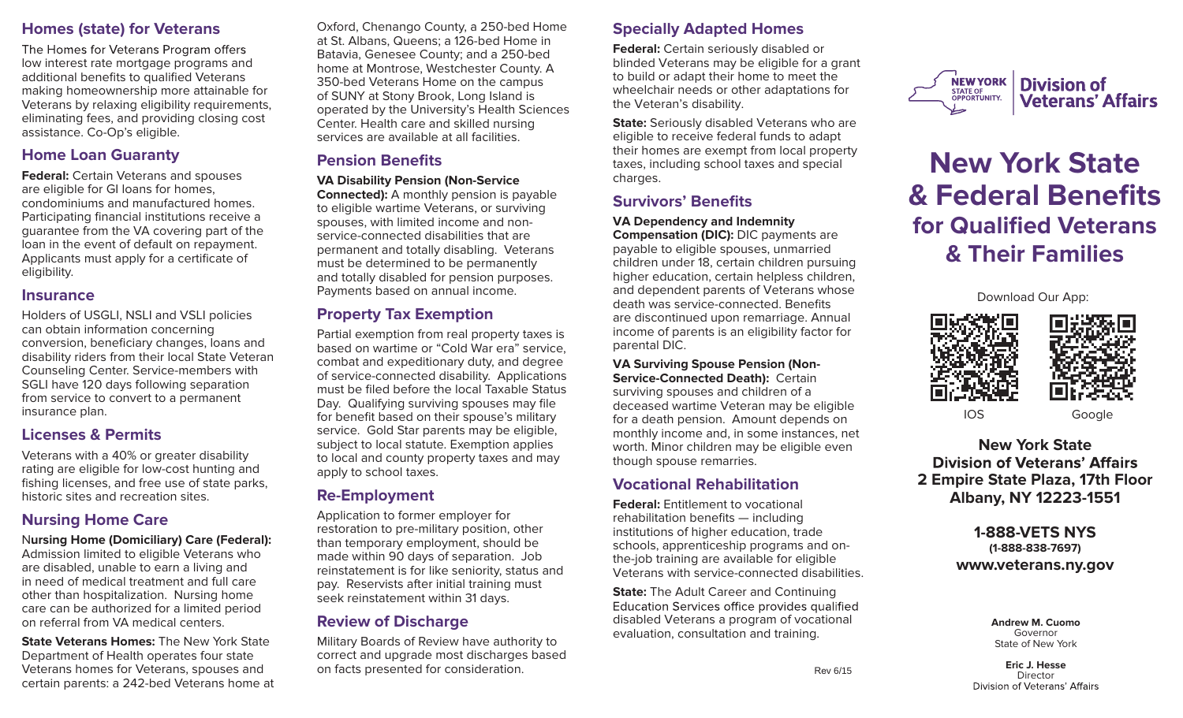## Homes (state) for Veterans

The Homes for Veterans Program offers low interest rate mortgage programs and additional benefits to qualified Veterans making homeownership more attainable for Veterans by relaxing eligibility requirements, eliminating fees, and providing closing cost assistance. Co-Op's eligible.

## Home Loan Guaranty

**Federal:** Certain Veterans and spouses are eligible for GI loans for homes, condominiums and manufactured homes. Participating financial institutions receive a guarantee from the VA covering part of the loan in the event of default on repayment. Applicants must apply for a certificate of eligibility.

## Insurance

Holders of USGLI, NSLI and VSLI policies can obtain information concerning conversion, beneficiary changes, loans and disability riders from their local State Veteran Counseling Center. Service-members with SGLI have 120 days following separation from service to convert to a permanent insurance plan.

## Licenses & Permits

Veterans with a 40% or greater disability rating are eligible for low-cost hunting and fishing licenses, and free use of state parks, historic sites and recreation sites.

## Nursing Home Care

**Nursing Home (Domiciliary) Care (Federal):** Admission limited to eligible Veterans who are disabled, unable to earn a living and in need of medical treatment and full care other than hospitalization. Nursing home care can be authorized for a limited period on referral from VA medical centers.

**State Veterans Homes:** The New York State Department of Health operates four state Veterans homes for Veterans, spouses and certain parents: a 242-bed Veterans home at Oxford, Chenango County, a 250-bed Home at St. Albans, Queens; a 126-bed Home in Batavia, Genesee County; and a 250-bed home at Montrose, Westchester County. A 350-bed Veterans Home on the campus of SUNY at Stony Brook, Long Island is operated by the University's Health Sciences Center. Health care and skilled nursing services are available at all facilities.

## Pension Benefits

**VA Disability Pension (Non-Service Connected):** A monthly pension is payable to eligible wartime Veterans, or surviving spouses, with limited income and non-service-connected disabilities that are permanent and totally disabling. Veterans must be determined to be permanently and totally disabled for pension purposes. Payments based on annual income.

## Property Tax Exemption

Partial exemption from real property taxes is based on wartime or "Cold War era" service, combat and expeditionary duty, and degree of service-connected disability. Applications must be filed before the local Taxable Status Day. Qualifying surviving spouses may file for benefit based on their spouse's military service. Gold Star parents may be eligible, subject to local statute. Exemption applies to local and county property taxes and may apply to school taxes.

## Re-Employment

Application to former employer for restoration to pre-military position, other than temporary employment, should be made within 90 days of separation. Job reinstatement is for like seniority, status and pay. Reservists after initial training must seek reinstatement within 31 days.

## Review of Discharge

Military Boards of Review have authority to correct and upgrade most discharges based on facts presented for consideration.

## Specially Adapted Homes

**Federal:** Certain seriously disabled or blinded Veterans may be eligible for a grant to build or adapt their home to meet the wheelchair needs or other adaptations for the Veteran's disability.

**State:** Seriously disabled Veterans who are eligible to receive federal funds to adapt their homes are exempt from local property taxes, including school taxes and special charges.

## Survivors' Benefits

**VA Dependency and Indemnity Compensation (DIC):** DIC payments are payable to eligible spouses, unmarried children under 18, certain children pursuing higher education, certain helpless children, and dependent parents of Veterans whose death was service-connected. Benefits are discontinued upon remarriage. Annual income of parents is an eligibility factor for parental DIC.

**VA Surviving Spouse Pension (Non-Service-Connected Death):** Certain surviving spouses and children of a deceased wartime Veteran may be eligible for a death pension. Amount depends on monthly income and, in some instances, net worth. Minor children may be eligible even though spouse remarries.

## Vocational Rehabilitation

**Federal:** Entitlement to vocational rehabilitation benefits — including institutions of higher education, trade schools, apprenticeship programs and on-the-job training are available for eligible Veterans with service-connected disabilities.

**State:** The Adult Career and Continuing Education Services office provides qualified disabled Veterans a program of vocational evaluation, consultation and training.

Rev 6/15

NEW YORK STATE OF OPPORTUNITY. | Division of Veterans' Affairs

# New York State & Federal Benefits

## for Qualified Veterans & Their Families

Download Our App:

IOS

Google

**New York State Division of Veterans' Affairs**
**2 Empire State Plaza, 17th Floor**
**Albany, NY 12223-1551**

**1-888-VETS NYS**
**(1-888-838-7697)**
**www.veterans.ny.gov**

**Andrew M. Cuomo**
Governor
State of New York

**Eric J. Hesse**
Director
Division of Veterans' Affairs